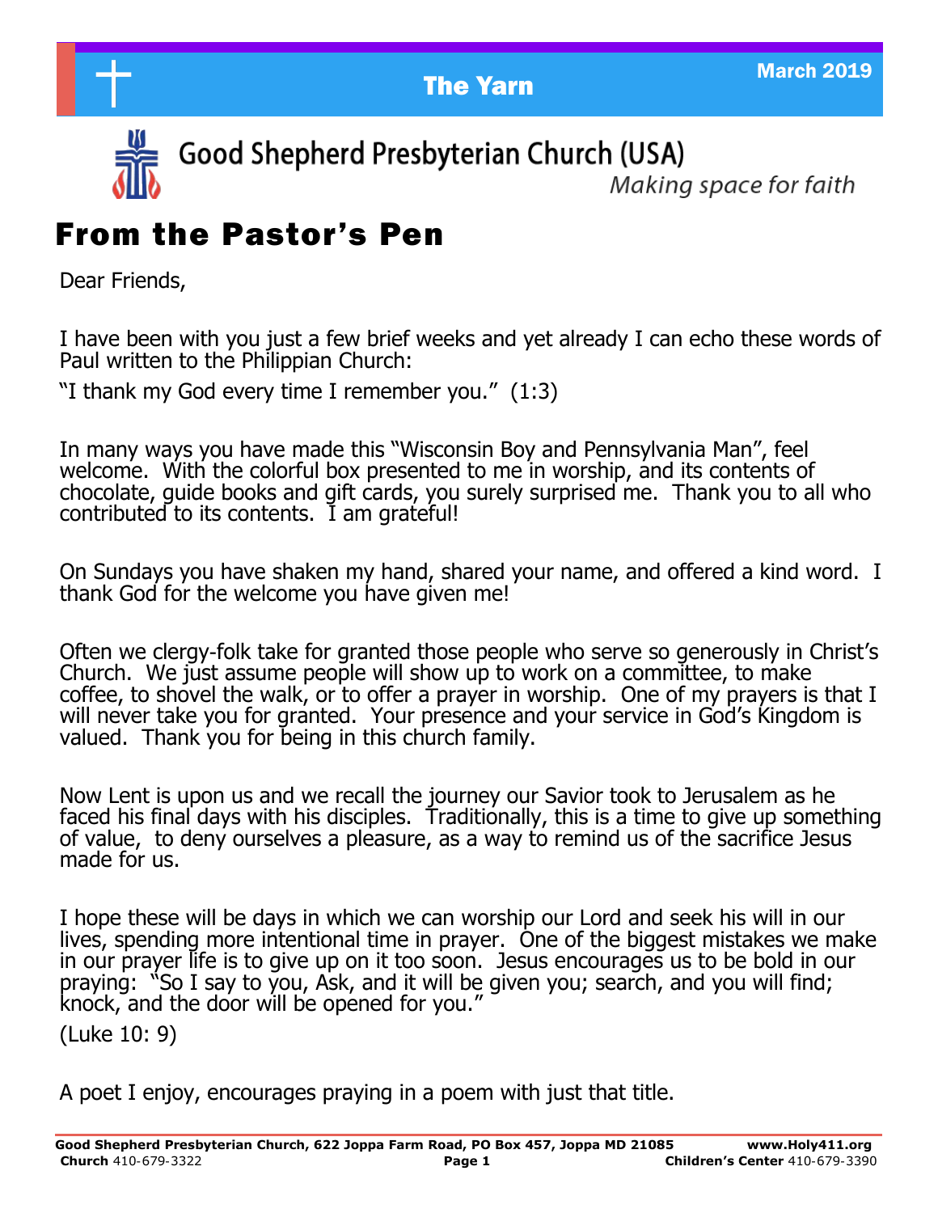# The Yarn

March 2019

## Good Shepherd Presbyterian Church (USA)

*Making space for faith*

# From the Pastor's Pen

Dear Friends,

I have been with you just a few brief weeks and yet already I can echo these words of Paul written to the Philippian Church:

"I thank my God every time I remember you." (1:3)

In many ways you have made this "Wisconsin Boy and Pennsylvania Man", feel welcome. With the colorful box presented to me in worship, and its contents of chocolate, guide books and gift cards, you surely surprised me. Thank you to all who contributed to its contents. I am grateful!

On Sundays you have shaken my hand, shared your name, and offered a kind word. I thank God for the welcome you have given me!

Often we clergy-folk take for granted those people who serve so generously in Christ's Church. We just assume people will show up to work on a committee, to make coffee, to shovel the walk, or to offer a prayer in worship. One of my prayers is that I will never take you for granted. Your presence and your service in God's Kingdom is valued. Thank you for being in this church family.

Now Lent is upon us and we recall the journey our Savior took to Jerusalem as he faced his final days with his disciples. Traditionally, this is a time to give up something of value, to deny ourselves a pleasure, as a way to remind us of the sacrifice Jesus made for us.

I hope these will be days in which we can worship our Lord and seek his will in our lives, spending more intentional time in prayer. One of the biggest mistakes we make in our prayer life is to give up on it too soon. Jesus encourages us to be bold in our praying: "So I say to you, Ask, and it will be given you; search, and you will find; knock, and the door will be opened for you."

(Luke 10: 9)

A poet I enjoy, encourages praying in a poem with just that title.

**Good Shepherd Presbyterian Church, 622 Joppa Farm Road, PO Box 457, Joppa MD 21085** **www.Holy411.org**
**Church** 410-679-3322 **Children's Center** 410-679-3390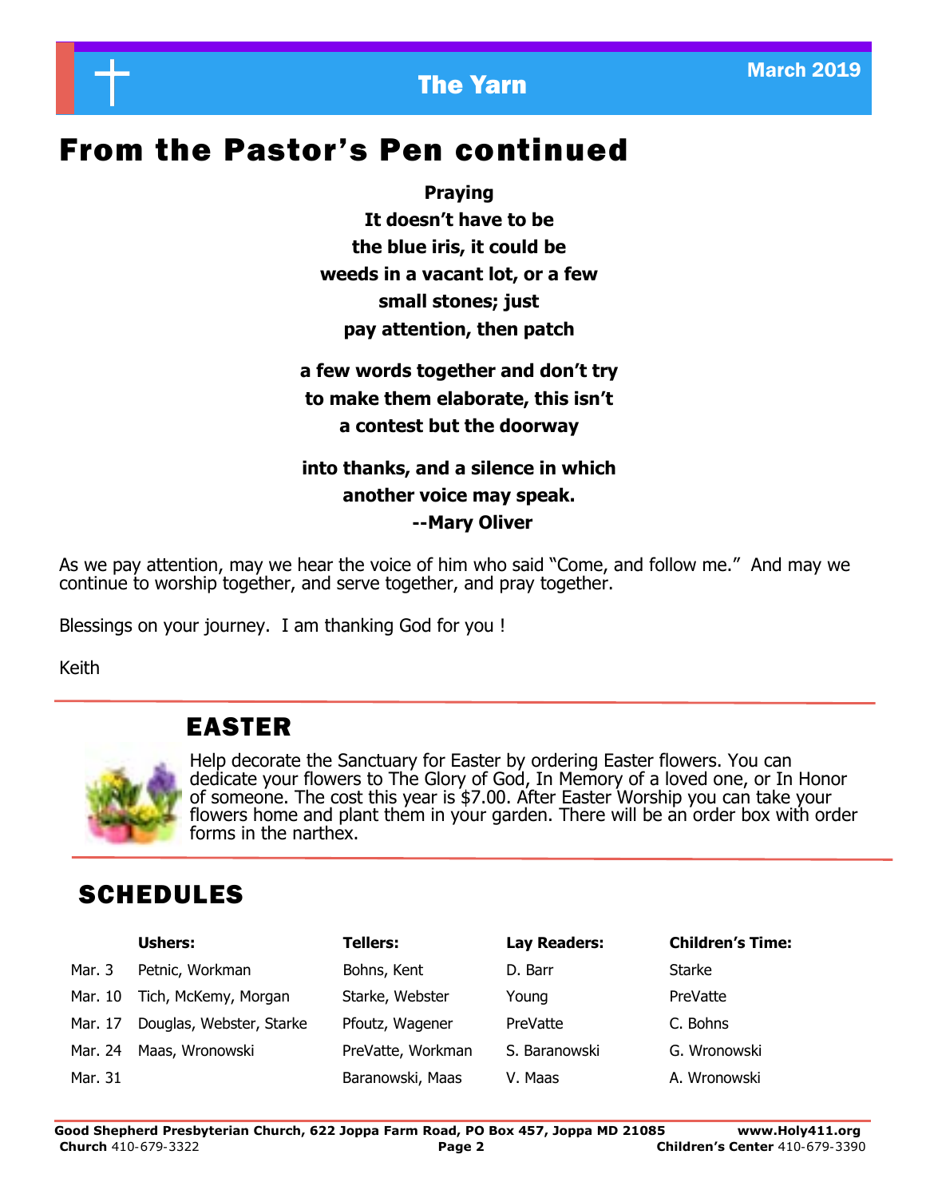# From the Pastor's Pen continued

**Praying**
**It doesn't have to be**
**the blue iris, it could be**
**weeds in a vacant lot, or a few**
**small stones; just**
**pay attention, then patch**

**a few words together and don't try**
**to make them elaborate, this isn't**
**a contest but the doorway**

**into thanks, and a silence in which**
**another voice may speak.**
**--Mary Oliver**

As we pay attention, may we hear the voice of him who said "Come, and follow me." And may we continue to worship together, and serve together, and pray together.

Blessings on your journey. I am thanking God for you !

Keith

## EASTER

Help decorate the Sanctuary for Easter by ordering Easter flowers. You can dedicate your flowers to The Glory of God, In Memory of a loved one, or In Honor of someone. The cost this year is $7.00. After Easter Worship you can take your flowers home and plant them in your garden. There will be an order box with order forms in the narthex.

## SCHEDULES

| | Ushers: | Tellers: | Lay Readers: | Children's Time: |
|---|---|---|---|---|
| Mar. 3 | Petnic, Workman | Bohns, Kent | D. Barr | Starke |
| Mar. 10 | Tich, McKemy, Morgan | Starke, Webster | Young | PreVatte |
| Mar. 17 | Douglas, Webster, Starke | Pfoutz, Wagener | PreVatte | C. Bohns |
| Mar. 24 | Maas, Wronowski | PreVatte, Workman | S. Baranowski | G. Wronowski |
| Mar. 31 | | Baranowski, Maas | V. Maas | A. Wronowski |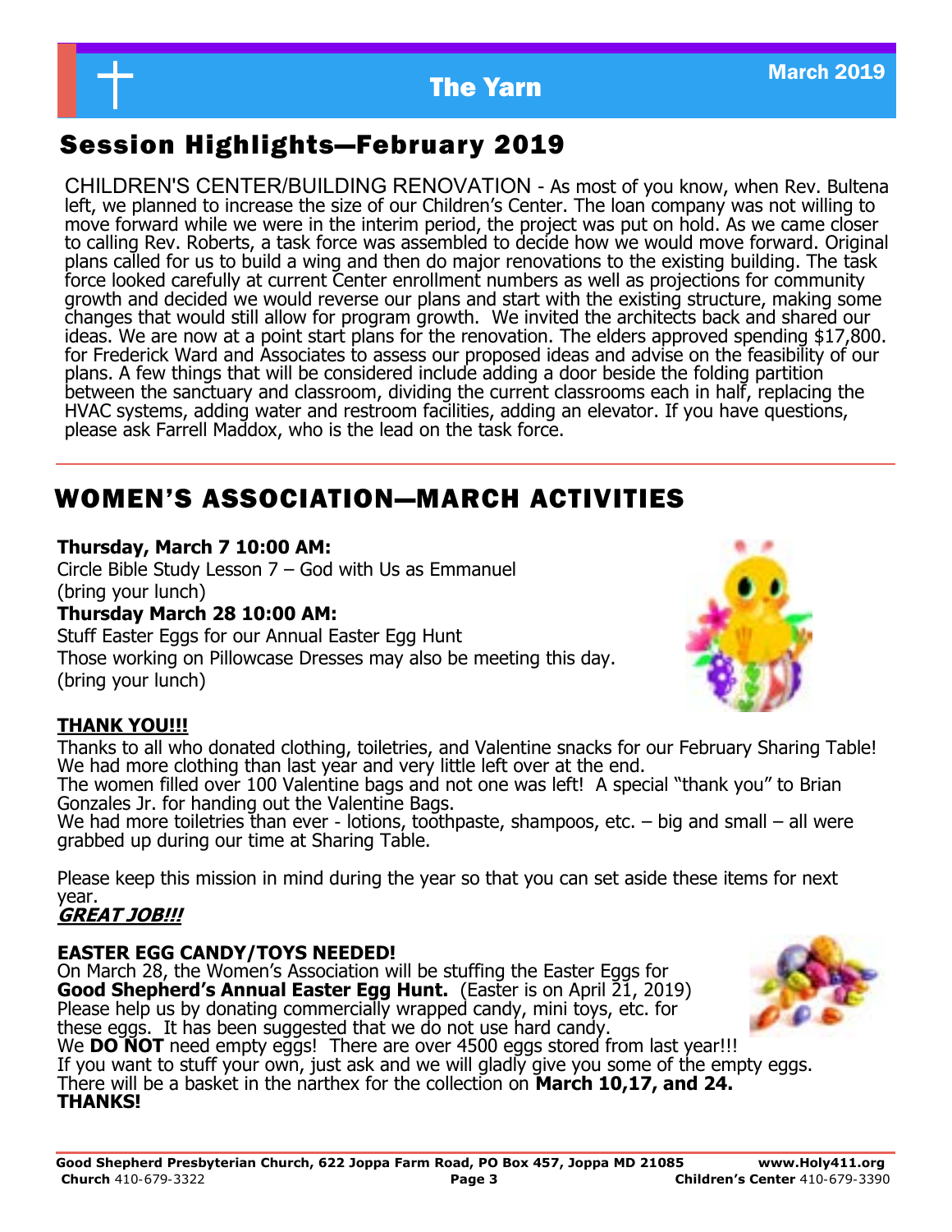## Session Highlights—February 2019

CHILDREN'S CENTER/BUILDING RENOVATION - As most of you know, when Rev. Bultena left, we planned to increase the size of our Children's Center. The loan company was not willing to move forward while we were in the interim period, the project was put on hold. As we came closer to calling Rev. Roberts, a task force was assembled to decide how we would move forward. Original plans called for us to build a wing and then do major renovations to the existing building. The task force looked carefully at current Center enrollment numbers as well as projections for community growth and decided we would reverse our plans and start with the existing structure, making some changes that would still allow for program growth. We invited the architects back and shared our ideas. We are now at a point start plans for the renovation. The elders approved spending $17,800. for Frederick Ward and Associates to assess our proposed ideas and advise on the feasibility of our plans. A few things that will be considered include adding a door beside the folding partition between the sanctuary and classroom, dividing the current classrooms each in half, replacing the HVAC systems, adding water and restroom facilities, adding an elevator. If you have questions, please ask Farrell Maddox, who is the lead on the task force.

## WOMEN'S ASSOCIATION—MARCH ACTIVITIES

**Thursday, March 7 10:00 AM:**
Circle Bible Study Lesson 7 – God with Us as Emmanuel
(bring your lunch)

**Thursday March 28 10:00 AM:**
Stuff Easter Eggs for our Annual Easter Egg Hunt
Those working on Pillowcase Dresses may also be meeting this day.
(bring your lunch)

**THANK YOU!!!**

Thanks to all who donated clothing, toiletries, and Valentine snacks for our February Sharing Table! We had more clothing than last year and very little left over at the end.
The women filled over 100 Valentine bags and not one was left! A special "thank you" to Brian Gonzales Jr. for handing out the Valentine Bags.
We had more toiletries than ever - lotions, toothpaste, shampoos, etc. – big and small – all were grabbed up during our time at Sharing Table.

Please keep this mission in mind during the year so that you can set aside these items for next year.
***GREAT JOB!!!***

**EASTER EGG CANDY/TOYS NEEDED!**
On March 28, the Women's Association will be stuffing the Easter Eggs for **Good Shepherd's Annual Easter Egg Hunt.** (Easter is on April 21, 2019)
Please help us by donating commercially wrapped candy, mini toys, etc. for these eggs. It has been suggested that we do not use hard candy.
We **DO NOT** need empty eggs! There are over 4500 eggs stored from last year!!!
If you want to stuff your own, just ask and we will gladly give you some of the empty eggs.
There will be a basket in the narthex for the collection on **March 10,17, and 24.**
**THANKS!**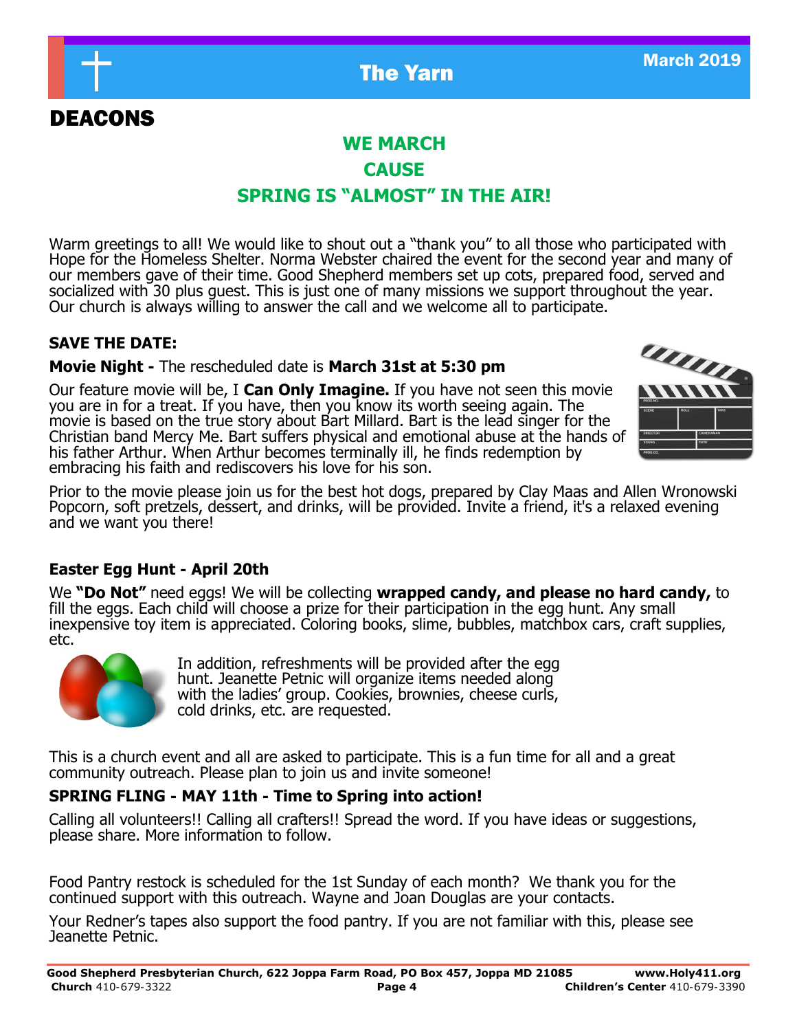# DEACONS

## WE MARCH
## CAUSE
## SPRING IS "ALMOST" IN THE AIR!

Warm greetings to all! We would like to shout out a "thank you" to all those who participated with Hope for the Homeless Shelter. Norma Webster chaired the event for the second year and many of our members gave of their time. Good Shepherd members set up cots, prepared food, served and socialized with 30 plus guest. This is just one of many missions we support throughout the year. Our church is always willing to answer the call and we welcome all to participate.

**SAVE THE DATE:**

**Movie Night -** The rescheduled date is **March 31st at 5:30 pm**

Our feature movie will be, I **Can Only Imagine.** If you have not seen this movie you are in for a treat. If you have, then you know its worth seeing again. The movie is based on the true story about Bart Millard. Bart is the lead singer for the Christian band Mercy Me. Bart suffers physical and emotional abuse at the hands of his father Arthur. When Arthur becomes terminally ill, he finds redemption by embracing his faith and rediscovers his love for his son.

Prior to the movie please join us for the best hot dogs, prepared by Clay Maas and Allen Wronowski Popcorn, soft pretzels, dessert, and drinks, will be provided. Invite a friend, it's a relaxed evening and we want you there!

**Easter Egg Hunt - April 20th**

We **"Do Not"** need eggs! We will be collecting **wrapped candy, and please no hard candy,** to fill the eggs. Each child will choose a prize for their participation in the egg hunt. Any small inexpensive toy item is appreciated. Coloring books, slime, bubbles, matchbox cars, craft supplies, etc.

In addition, refreshments will be provided after the egg hunt. Jeanette Petnic will organize items needed along with the ladies' group. Cookies, brownies, cheese curls, cold drinks, etc. are requested.

This is a church event and all are asked to participate. This is a fun time for all and a great community outreach. Please plan to join us and invite someone!

**SPRING FLING - MAY 11th - Time to Spring into action!**

Calling all volunteers!! Calling all crafters!! Spread the word. If you have ideas or suggestions, please share. More information to follow.

Food Pantry restock is scheduled for the 1st Sunday of each month? We thank you for the continued support with this outreach. Wayne and Joan Douglas are your contacts.

Your Redner's tapes also support the food pantry. If you are not familiar with this, please see Jeanette Petnic.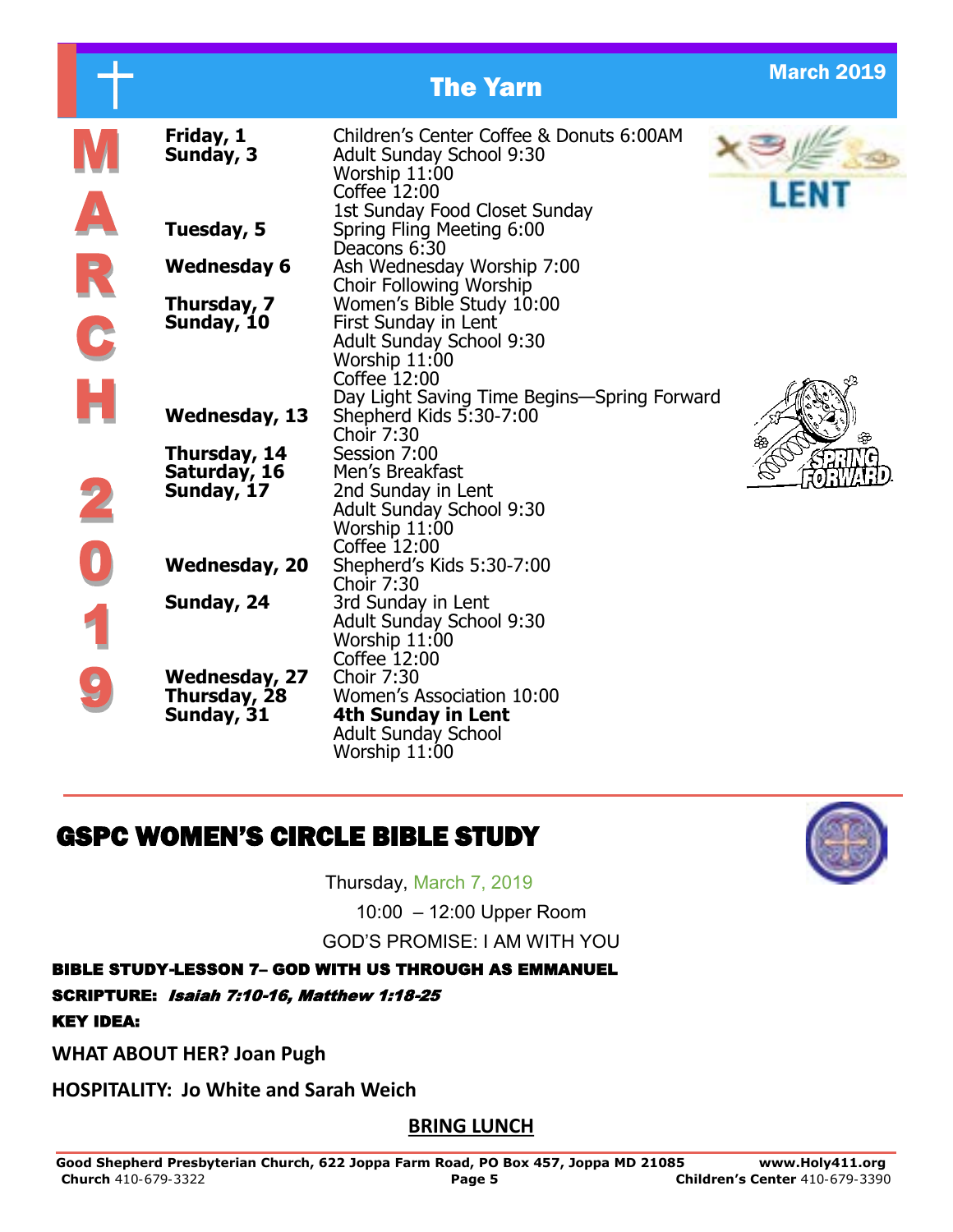# The Yarn

March 2019

## MARCH 2019

| | |
|---|---|
| **Friday, 1** | Children's Center Coffee & Donuts 6:00AM |
| **Sunday, 3** | Adult Sunday School 9:30<br>Worship 11:00<br>Coffee 12:00<br>1st Sunday Food Closet Sunday |
| **Tuesday, 5** | Spring Fling Meeting 6:00<br>Deacons 6:30 |
| **Wednesday 6** | Ash Wednesday Worship 7:00<br>Choir Following Worship |
| **Thursday, 7** | Women's Bible Study 10:00 |
| **Sunday, 10** | First Sunday in Lent<br>Adult Sunday School 9:30<br>Worship 11:00<br>Coffee 12:00<br>Day Light Saving Time Begins—Spring Forward |
| **Wednesday, 13** | Shepherd Kids 5:30-7:00<br>Choir 7:30 |
| **Thursday, 14** | Session 7:00 |
| **Saturday, 16** | Men's Breakfast |
| **Sunday, 17** | 2nd Sunday in Lent<br>Adult Sunday School 9:30<br>Worship 11:00<br>Coffee 12:00 |
| **Wednesday, 20** | Shepherd's Kids 5:30-7:00<br>Choir 7:30 |
| **Sunday, 24** | 3rd Sunday in Lent<br>Adult Sunday School 9:30<br>Worship 11:00<br>Coffee 12:00 |
| **Wednesday, 27** | Choir 7:30 |
| **Thursday, 28** | Women's Association 10:00 |
| **Sunday, 31** | **4th Sunday in Lent**<br>Adult Sunday School<br>Worship 11:00 |

LENT

SPRING FORWARD

## GSPC WOMEN'S CIRCLE BIBLE STUDY

Thursday, March 7, 2019

10:00 – 12:00 Upper Room

GOD'S PROMISE: I AM WITH YOU

**BIBLE STUDY-LESSON 7– GOD WITH US THROUGH AS EMMANUEL**

**SCRIPTURE:** ***Isaiah 7:10-16, Matthew 1:18-25***

**KEY IDEA:**

**WHAT ABOUT HER? Joan Pugh**

**HOSPITALITY: Jo White and Sarah Weich**

**BRING LUNCH**

**Good Shepherd Presbyterian Church, 622 Joppa Farm Road, PO Box 457, Joppa MD 21085** **www.Holy411.org**
**Church** 410-679-3322 **Children's Center** 410-679-3390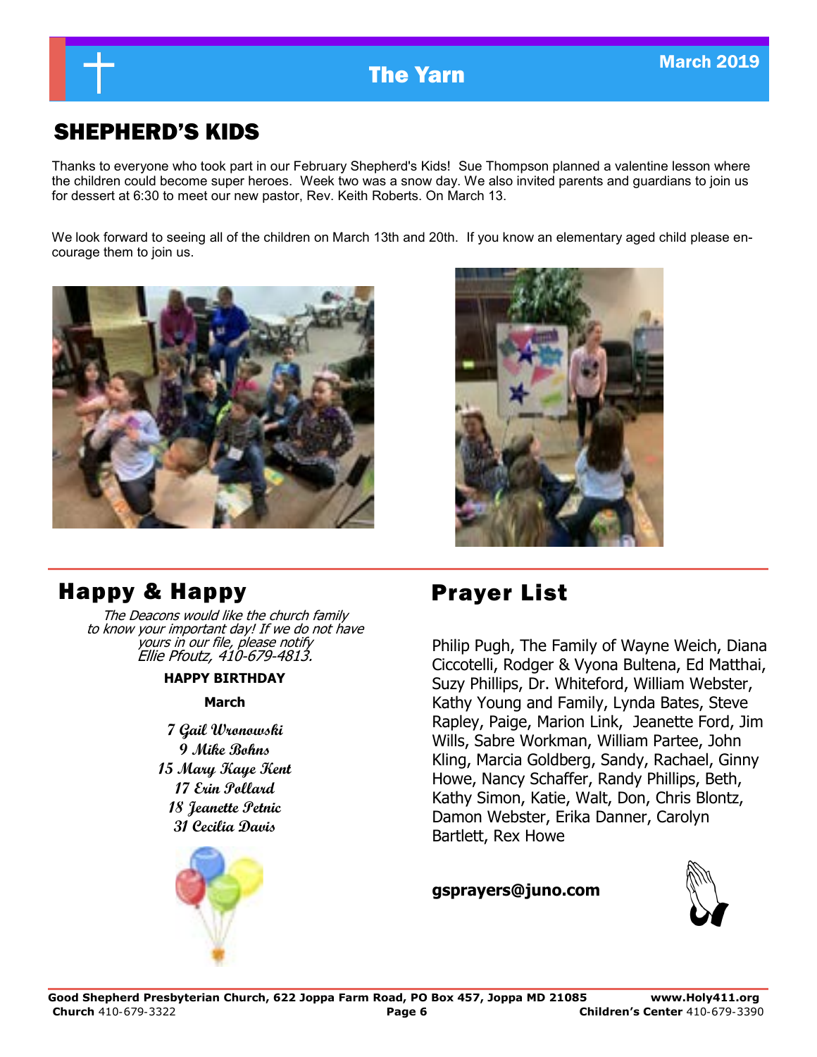## SHEPHERD'S KIDS

Thanks to everyone who took part in our February Shepherd's Kids! Sue Thompson planned a valentine lesson where the children could become super heroes. Week two was a snow day. We also invited parents and guardians to join us for dessert at 6:30 to meet our new pastor, Rev. Keith Roberts. On March 13.

We look forward to seeing all of the children on March 13th and 20th. If you know an elementary aged child please encourage them to join us.

## Happy & Happy

*The Deacons would like the church family to know your important day! If we do not have yours in our file, please notify Ellie Pfoutz, 410-679-4813.*

**HAPPY BIRTHDAY**

**March**

*7 Gail Wronowski*
*9 Mike Bohns*
*15 Mary Kaye Kent*
*17 Erin Pollard*
*18 Jeanette Petnic*
*31 Cecilia Davis*

## Prayer List

Philip Pugh, The Family of Wayne Weich, Diana Ciccotelli, Rodger & Vyona Bultena, Ed Matthai, Suzy Phillips, Dr. Whiteford, William Webster, Kathy Young and Family, Lynda Bates, Steve Rapley, Paige, Marion Link, Jeanette Ford, Jim Wills, Sabre Workman, William Partee, John Kling, Marcia Goldberg, Sandy, Rachael, Ginny Howe, Nancy Schaffer, Randy Phillips, Beth, Kathy Simon, Katie, Walt, Don, Chris Blontz, Damon Webster, Erika Danner, Carolyn Bartlett, Rex Howe

**gsprayers@juno.com**